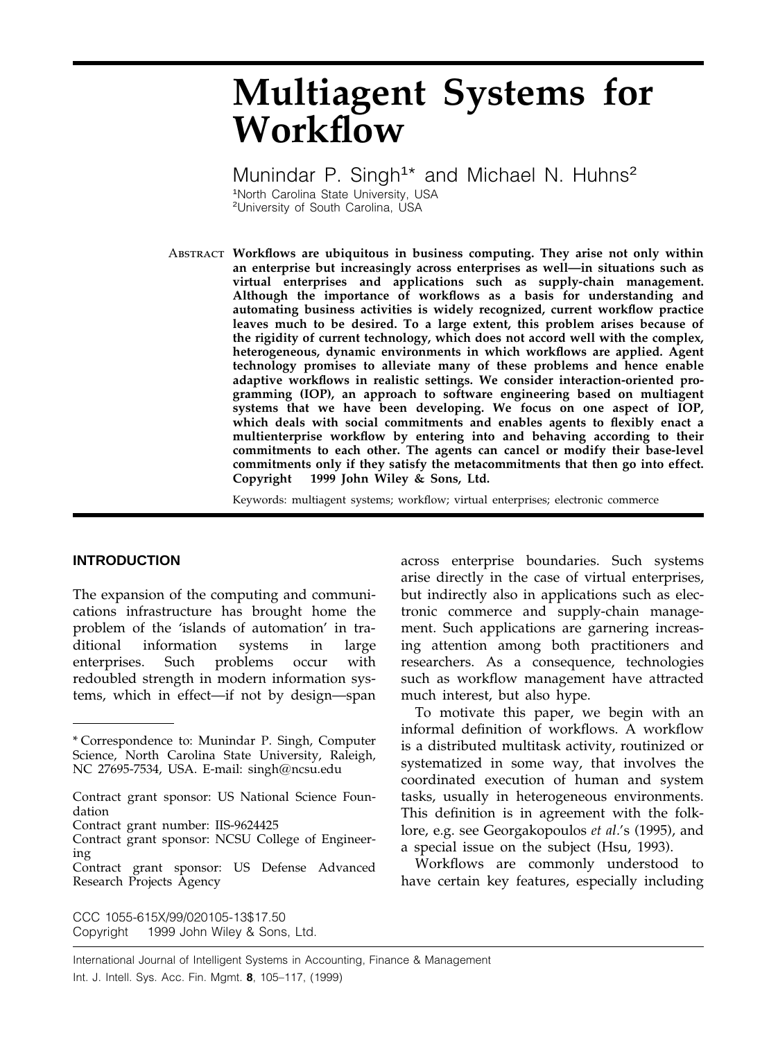# Multiagent Systems for Workflow

Munindar P. Singh[1]* and Michael N. Huhns[2]

[1]North Carolina State University, USA
[2]University of South Carolina, USA

ABSTRACT **Workflows are ubiquitous in business computing. They arise not only within an enterprise but increasingly across enterprises as well—in situations such as virtual enterprises and applications such as supply-chain management. Although the importance of workflows as a basis for understanding and automating business activities is widely recognized, current workflow practice leaves much to be desired. To a large extent, this problem arises because of the rigidity of current technology, which does not accord well with the complex, heterogeneous, dynamic environments in which workflows are applied. Agent technology promises to alleviate many of these problems and hence enable adaptive workflows in realistic settings. We consider interaction-oriented programming (IOP), an approach to software engineering based on multiagent systems that we have been developing. We focus on one aspect of IOP, which deals with social commitments and enables agents to flexibly enact a multienterprise workflow by entering into and behaving according to their commitments to each other. The agents can cancel or modify their base-level commitments only if they satisfy the metacommitments that then go into effect. Copyright 1999 John Wiley & Sons, Ltd.**

Keywords: multiagent systems; workflow; virtual enterprises; electronic commerce

## INTRODUCTION

The expansion of the computing and communications infrastructure has brought home the problem of the 'islands of automation' in traditional information systems in large enterprises. Such problems occur with redoubled strength in modern information systems, which in effect—if not by design—span across enterprise boundaries. Such systems arise directly in the case of virtual enterprises, but indirectly also in applications such as electronic commerce and supply-chain management. Such applications are garnering increasing attention among both practitioners and researchers. As a consequence, technologies such as workflow management have attracted much interest, but also hype.

To motivate this paper, we begin with an informal definition of workflows. A workflow is a distributed multitask activity, routinized or systematized in some way, that involves the coordinated execution of human and system tasks, usually in heterogeneous environments. This definition is in agreement with the folklore, e.g. see Georgakopoulos *et al.*'s (1995), and a special issue on the subject (Hsu, 1993).

Workflows are commonly understood to have certain key features, especially including

---

\* Correspondence to: Munindar P. Singh, Computer Science, North Carolina State University, Raleigh, NC 27695-7534, USA. E-mail: singh@ncsu.edu

Contract grant sponsor: US National Science Foundation

Contract grant number: IIS-9624425

Contract grant sponsor: NCSU College of Engineering

Contract grant sponsor: US Defense Advanced Research Projects Agency

CCC 1055-615X/99/020105-13$17.50
Copyright 1999 John Wiley & Sons, Ltd.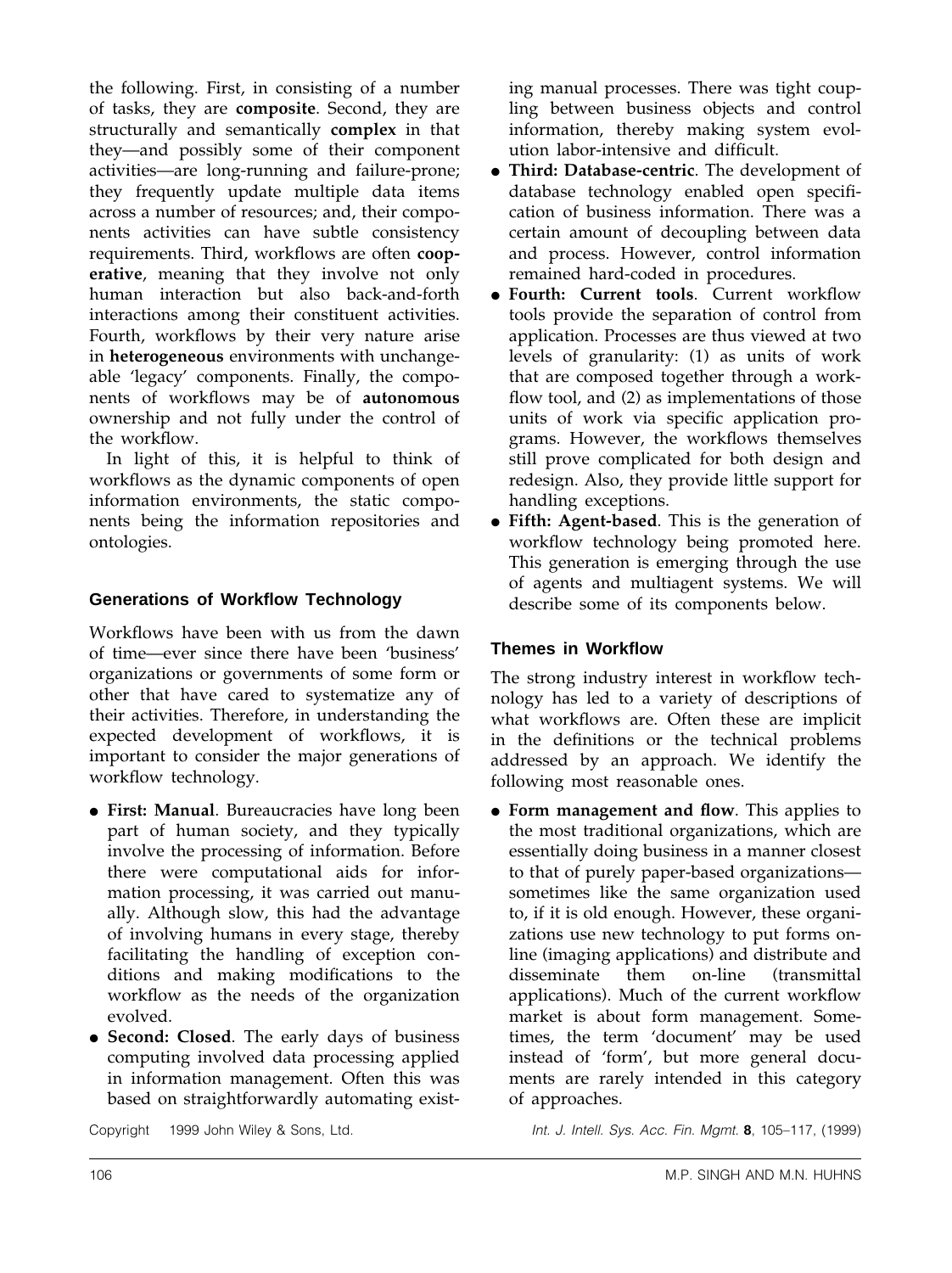the following. First, in consisting of a number of tasks, they are **composite**. Second, they are structurally and semantically **complex** in that they—and possibly some of their component activities—are long-running and failure-prone; they frequently update multiple data items across a number of resources; and, their components activities can have subtle consistency requirements. Third, workflows are often **cooperative**, meaning that they involve not only human interaction but also back-and-forth interactions among their constituent activities. Fourth, workflows by their very nature arise in **heterogeneous** environments with unchangeable 'legacy' components. Finally, the components of workflows may be of **autonomous** ownership and not fully under the control of the workflow.

In light of this, it is helpful to think of workflows as the dynamic components of open information environments, the static components being the information repositories and ontologies.

## Generations of Workflow Technology

Workflows have been with us from the dawn of time—ever since there have been 'business' organizations or governments of some form or other that have cared to systematize any of their activities. Therefore, in understanding the expected development of workflows, it is important to consider the major generations of workflow technology.

- **First: Manual**. Bureaucracies have long been part of human society, and they typically involve the processing of information. Before there were computational aids for information processing, it was carried out manually. Although slow, this had the advantage of involving humans in every stage, thereby facilitating the handling of exception conditions and making modifications to the workflow as the needs of the organization evolved.
- **Second: Closed**. The early days of business computing involved data processing applied in information management. Often this was based on straightforwardly automating existing manual processes. There was tight coupling between business objects and control information, thereby making system evolution labor-intensive and difficult.
- **Third: Database-centric**. The development of database technology enabled open specification of business information. There was a certain amount of decoupling between data and process. However, control information remained hard-coded in procedures.
- **Fourth: Current tools**. Current workflow tools provide the separation of control from application. Processes are thus viewed at two levels of granularity: (1) as units of work that are composed together through a workflow tool, and (2) as implementations of those units of work via specific application programs. However, the workflows themselves still prove complicated for both design and redesign. Also, they provide little support for handling exceptions.
- **Fifth: Agent-based**. This is the generation of workflow technology being promoted here. This generation is emerging through the use of agents and multiagent systems. We will describe some of its components below.

## Themes in Workflow

The strong industry interest in workflow technology has led to a variety of descriptions of what workflows are. Often these are implicit in the definitions or the technical problems addressed by an approach. We identify the following most reasonable ones.

- **Form management and flow**. This applies to the most traditional organizations, which are essentially doing business in a manner closest to that of purely paper-based organizations—sometimes like the same organization used to, if it is old enough. However, these organizations use new technology to put forms online (imaging applications) and distribute and disseminate them on-line (transmittal applications). Much of the current workflow market is about form management. Sometimes, the term 'document' may be used instead of 'form', but more general documents are rarely intended in this category of approaches.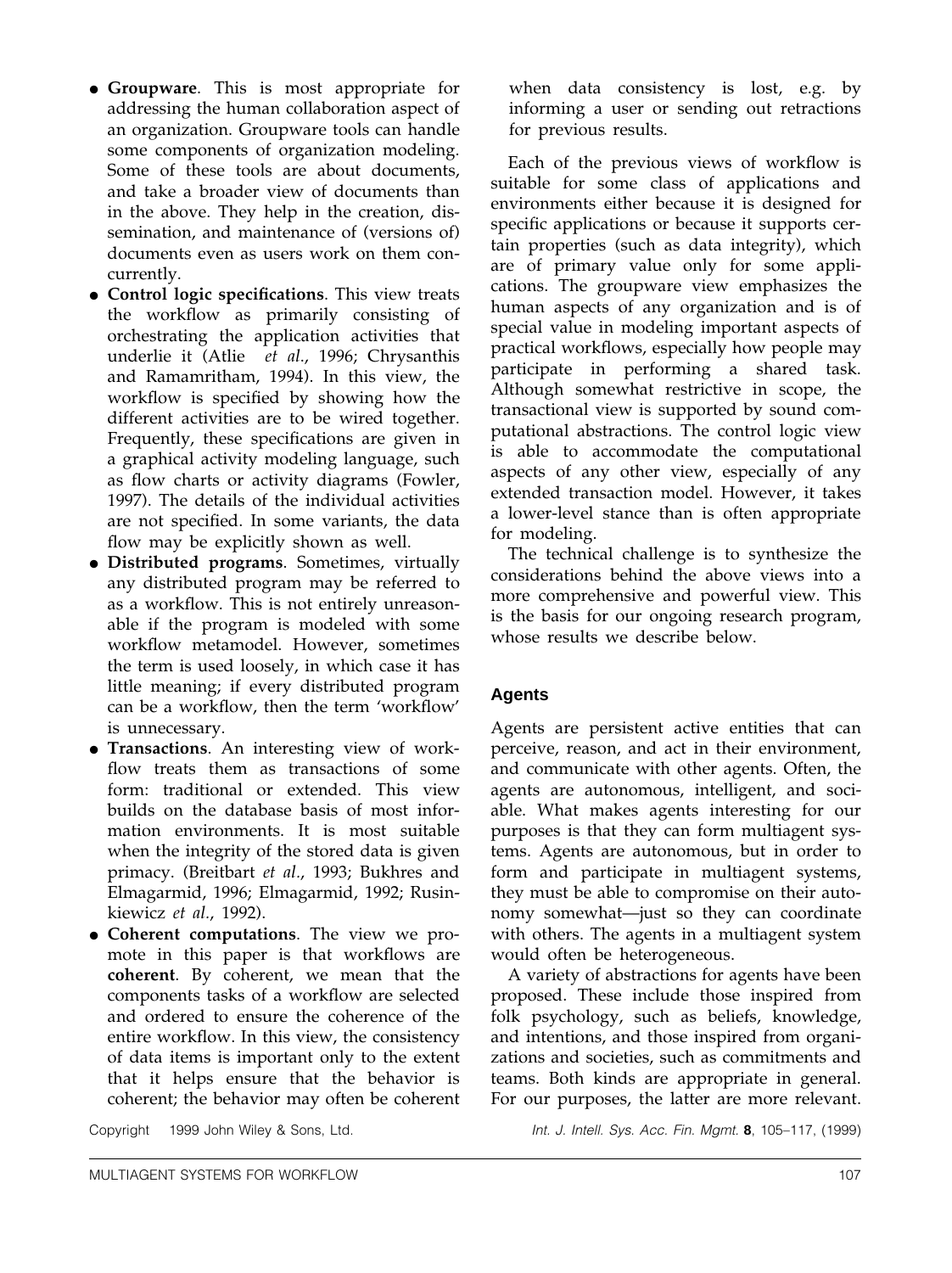- **Groupware**. This is most appropriate for addressing the human collaboration aspect of an organization. Groupware tools can handle some components of organization modeling. Some of these tools are about documents, and take a broader view of documents than in the above. They help in the creation, dissemination, and maintenance of (versions of) documents even as users work on them concurrently.
- **Control logic specifications**. This view treats the workflow as primarily consisting of orchestrating the application activities that underlie it (Atlie *et al*., 1996; Chrysanthis and Ramamritham, 1994). In this view, the workflow is specified by showing how the different activities are to be wired together. Frequently, these specifications are given in a graphical activity modeling language, such as flow charts or activity diagrams (Fowler, 1997). The details of the individual activities are not specified. In some variants, the data flow may be explicitly shown as well.
- **Distributed programs**. Sometimes, virtually any distributed program may be referred to as a workflow. This is not entirely unreasonable if the program is modeled with some workflow metamodel. However, sometimes the term is used loosely, in which case it has little meaning; if every distributed program can be a workflow, then the term 'workflow' is unnecessary.
- **Transactions**. An interesting view of workflow treats them as transactions of some form: traditional or extended. This view builds on the database basis of most information environments. It is most suitable when the integrity of the stored data is given primacy. (Breitbart *et al*., 1993; Bukhres and Elmagarmid, 1996; Elmagarmid, 1992; Rusinkiewicz *et al*., 1992).
- **Coherent computations**. The view we promote in this paper is that workflows are **coherent**. By coherent, we mean that the components tasks of a workflow are selected and ordered to ensure the coherence of the entire workflow. In this view, the consistency of data items is important only to the extent that it helps ensure that the behavior is coherent; the behavior may often be coherent when data consistency is lost, e.g. by informing a user or sending out retractions for previous results.

Each of the previous views of workflow is suitable for some class of applications and environments either because it is designed for specific applications or because it supports certain properties (such as data integrity), which are of primary value only for some applications. The groupware view emphasizes the human aspects of any organization and is of special value in modeling important aspects of practical workflows, especially how people may participate in performing a shared task. Although somewhat restrictive in scope, the transactional view is supported by sound computational abstractions. The control logic view is able to accommodate the computational aspects of any other view, especially of any extended transaction model. However, it takes a lower-level stance than is often appropriate for modeling.

The technical challenge is to synthesize the considerations behind the above views into a more comprehensive and powerful view. This is the basis for our ongoing research program, whose results we describe below.

## Agents

Agents are persistent active entities that can perceive, reason, and act in their environment, and communicate with other agents. Often, the agents are autonomous, intelligent, and sociable. What makes agents interesting for our purposes is that they can form multiagent systems. Agents are autonomous, but in order to form and participate in multiagent systems, they must be able to compromise on their autonomy somewhat—just so they can coordinate with others. The agents in a multiagent system would often be heterogeneous.

A variety of abstractions for agents have been proposed. These include those inspired from folk psychology, such as beliefs, knowledge, and intentions, and those inspired from organizations and societies, such as commitments and teams. Both kinds are appropriate in general. For our purposes, the latter are more relevant.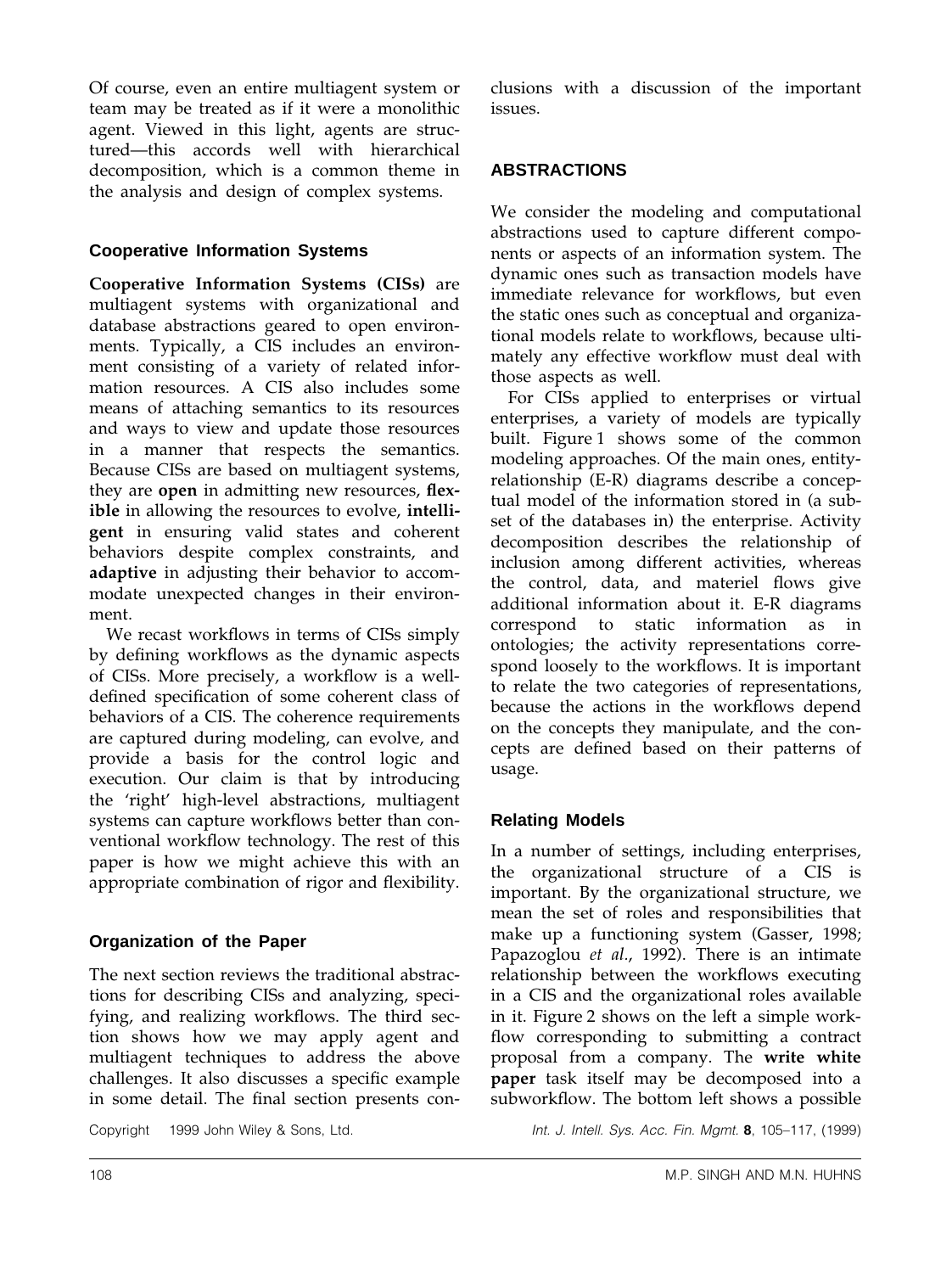Of course, even an entire multiagent system or team may be treated as if it were a monolithic agent. Viewed in this light, agents are structured—this accords well with hierarchical decomposition, which is a common theme in the analysis and design of complex systems.

### Cooperative Information Systems

**Cooperative Information Systems (CISs)** are multiagent systems with organizational and database abstractions geared to open environments. Typically, a CIS includes an environment consisting of a variety of related information resources. A CIS also includes some means of attaching semantics to its resources and ways to view and update those resources in a manner that respects the semantics. Because CISs are based on multiagent systems, they are **open** in admitting new resources, **flexible** in allowing the resources to evolve, **intelligent** in ensuring valid states and coherent behaviors despite complex constraints, and **adaptive** in adjusting their behavior to accommodate unexpected changes in their environment.

We recast workflows in terms of CISs simply by defining workflows as the dynamic aspects of CISs. More precisely, a workflow is a well-defined specification of some coherent class of behaviors of a CIS. The coherence requirements are captured during modeling, can evolve, and provide a basis for the control logic and execution. Our claim is that by introducing the 'right' high-level abstractions, multiagent systems can capture workflows better than conventional workflow technology. The rest of this paper is how we might achieve this with an appropriate combination of rigor and flexibility.

### Organization of the Paper

The next section reviews the traditional abstractions for describing CISs and analyzing, specifying, and realizing workflows. The third section shows how we may apply agent and multiagent techniques to address the above challenges. It also discusses a specific example in some detail. The final section presents conclusions with a discussion of the important issues.

## ABSTRACTIONS

We consider the modeling and computational abstractions used to capture different components or aspects of an information system. The dynamic ones such as transaction models have immediate relevance for workflows, but even the static ones such as conceptual and organizational models relate to workflows, because ultimately any effective workflow must deal with those aspects as well.

For CISs applied to enterprises or virtual enterprises, a variety of models are typically built. Figure 1 shows some of the common modeling approaches. Of the main ones, entity-relationship (E-R) diagrams describe a conceptual model of the information stored in (a subset of the databases in) the enterprise. Activity decomposition describes the relationship of inclusion among different activities, whereas the control, data, and materiel flows give additional information about it. E-R diagrams correspond to static information as in ontologies; the activity representations correspond loosely to the workflows. It is important to relate the two categories of representations, because the actions in the workflows depend on the concepts they manipulate, and the concepts are defined based on their patterns of usage.

### Relating Models

In a number of settings, including enterprises, the organizational structure of a CIS is important. By the organizational structure, we mean the set of roles and responsibilities that make up a functioning system (Gasser, 1998; Papazoglou *et al*., 1992). There is an intimate relationship between the workflows executing in a CIS and the organizational roles available in it. Figure 2 shows on the left a simple workflow corresponding to submitting a contract proposal from a company. The **write white paper** task itself may be decomposed into a subworkflow. The bottom left shows a possible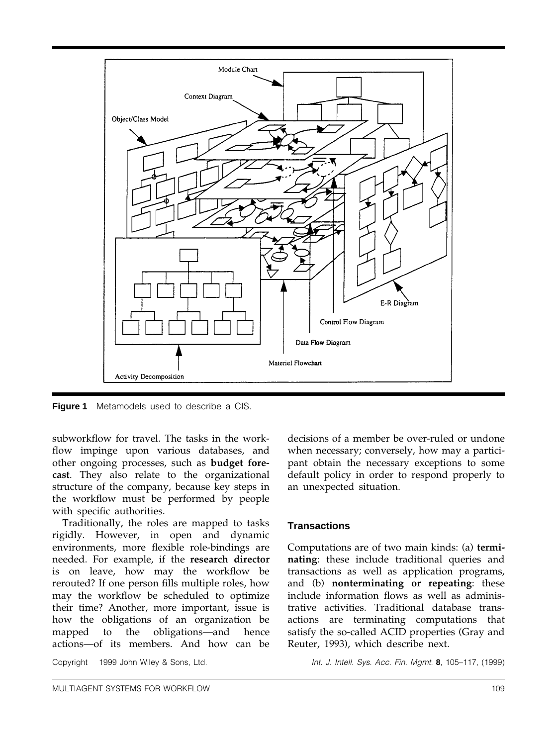**Figure 1** Metamodels used to describe a CIS.

subworkflow for travel. The tasks in the workflow impinge upon various databases, and other ongoing processes, such as **budget forecast**. They also relate to the organizational structure of the company, because key steps in the workflow must be performed by people with specific authorities.

Traditionally, the roles are mapped to tasks rigidly. However, in open and dynamic environments, more flexible role-bindings are needed. For example, if the **research director** is on leave, how may the workflow be rerouted? If one person fills multiple roles, how may the workflow be scheduled to optimize their time? Another, more important, issue is how the obligations of an organization be mapped to the obligations—and hence actions—of its members. And how can be decisions of a member be over-ruled or undone when necessary; conversely, how may a participant obtain the necessary exceptions to some default policy in order to respond properly to an unexpected situation.

### Transactions

Computations are of two main kinds: (a) **terminating**: these include traditional queries and transactions as well as application programs, and (b) **nonterminating or repeating**: these include information flows as well as administrative activities. Traditional database transactions are terminating computations that satisfy the so-called ACID properties (Gray and Reuter, 1993), which describe next.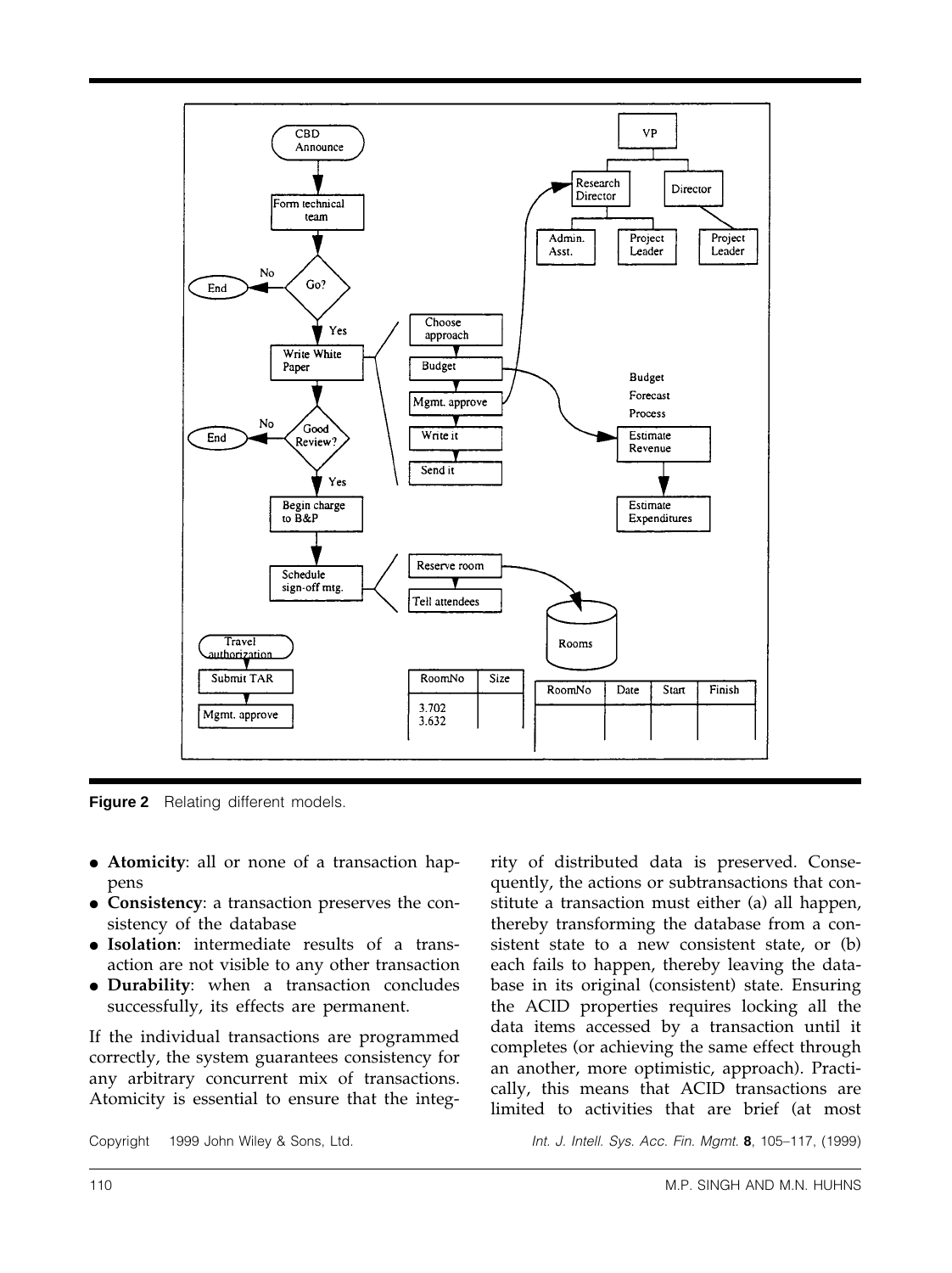**Figure 2** Relating different models.

- **Atomicity**: all or none of a transaction happens
- **Consistency**: a transaction preserves the consistency of the database
- **Isolation**: intermediate results of a transaction are not visible to any other transaction
- **Durability**: when a transaction concludes successfully, its effects are permanent.

If the individual transactions are programmed correctly, the system guarantees consistency for any arbitrary concurrent mix of transactions. Atomicity is essential to ensure that the integrity of distributed data is preserved. Consequently, the actions or subtransactions that constitute a transaction must either (a) all happen, thereby transforming the database from a consistent state to a new consistent state, or (b) each fails to happen, thereby leaving the database in its original (consistent) state. Ensuring the ACID properties requires locking all the data items accessed by a transaction until it completes (or achieving the same effect through an another, more optimistic, approach). Practically, this means that ACID transactions are limited to activities that are brief (at most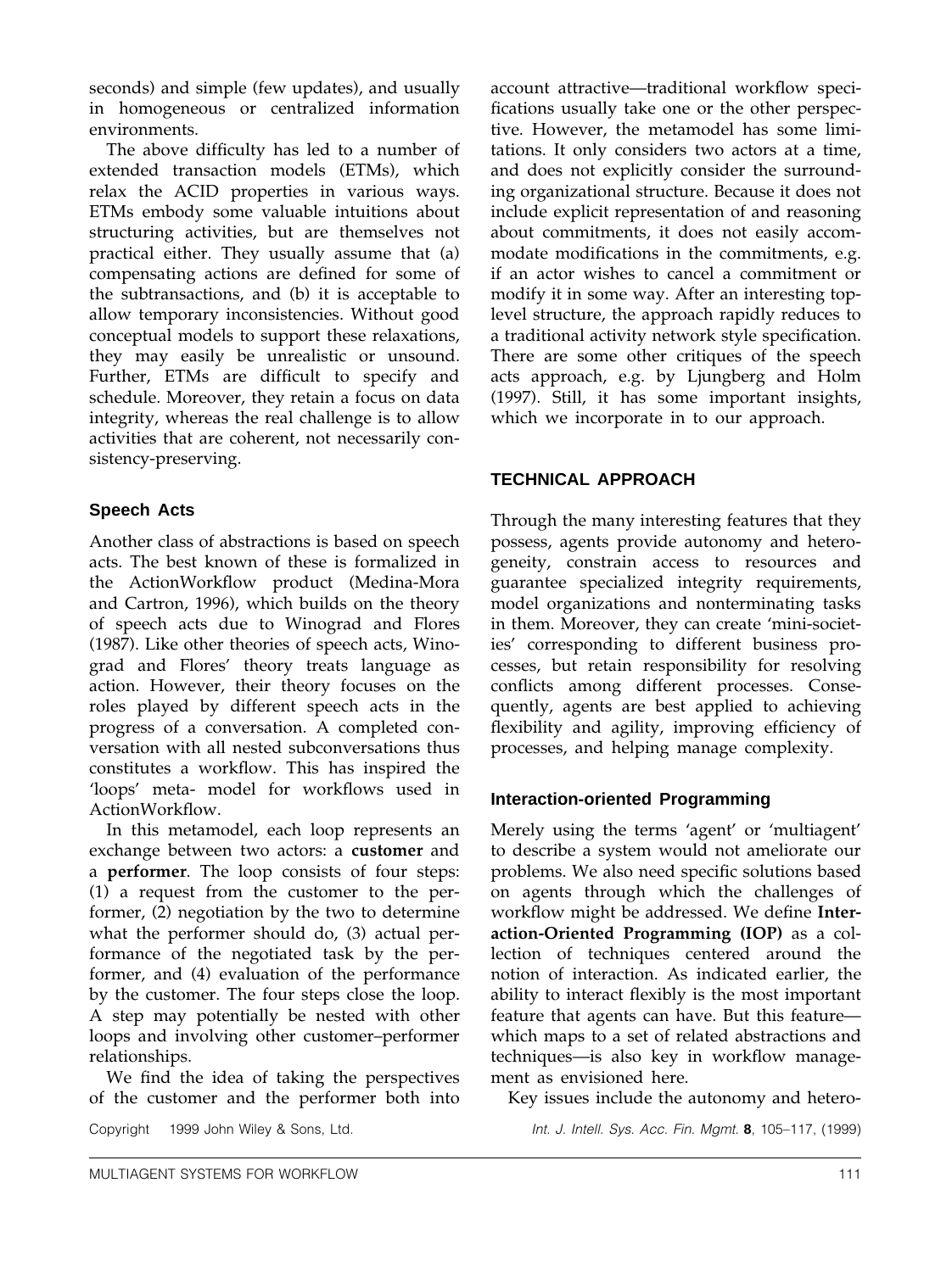seconds) and simple (few updates), and usually in homogeneous or centralized information environments.

The above difficulty has led to a number of extended transaction models (ETMs), which relax the ACID properties in various ways. ETMs embody some valuable intuitions about structuring activities, but are themselves not practical either. They usually assume that (a) compensating actions are defined for some of the subtransactions, and (b) it is acceptable to allow temporary inconsistencies. Without good conceptual models to support these relaxations, they may easily be unrealistic or unsound. Further, ETMs are difficult to specify and schedule. Moreover, they retain a focus on data integrity, whereas the real challenge is to allow activities that are coherent, not necessarily consistency-preserving.

### Speech Acts

Another class of abstractions is based on speech acts. The best known of these is formalized in the ActionWorkflow product (Medina-Mora and Cartron, 1996), which builds on the theory of speech acts due to Winograd and Flores (1987). Like other theories of speech acts, Winograd and Flores' theory treats language as action. However, their theory focuses on the roles played by different speech acts in the progress of a conversation. A completed conversation with all nested subconversations thus constitutes a workflow. This has inspired the 'loops' meta- model for workflows used in ActionWorkflow.

In this metamodel, each loop represents an exchange between two actors: a **customer** and a **performer**. The loop consists of four steps: (1) a request from the customer to the performer, (2) negotiation by the two to determine what the performer should do, (3) actual performance of the negotiated task by the performer, and (4) evaluation of the performance by the customer. The four steps close the loop. A step may potentially be nested with other loops and involving other customer–performer relationships.

We find the idea of taking the perspectives of the customer and the performer both into account attractive—traditional workflow specifications usually take one or the other perspective. However, the metamodel has some limitations. It only considers two actors at a time, and does not explicitly consider the surrounding organizational structure. Because it does not include explicit representation of and reasoning about commitments, it does not easily accommodate modifications in the commitments, e.g. if an actor wishes to cancel a commitment or modify it in some way. After an interesting top-level structure, the approach rapidly reduces to a traditional activity network style specification. There are some other critiques of the speech acts approach, e.g. by Ljungberg and Holm (1997). Still, it has some important insights, which we incorporate in to our approach.

## TECHNICAL APPROACH

Through the many interesting features that they possess, agents provide autonomy and heterogeneity, constrain access to resources and guarantee specialized integrity requirements, model organizations and nonterminating tasks in them. Moreover, they can create 'mini-societies' corresponding to different business processes, but retain responsibility for resolving conflicts among different processes. Consequently, agents are best applied to achieving flexibility and agility, improving efficiency of processes, and helping manage complexity.

### Interaction-oriented Programming

Merely using the terms 'agent' or 'multiagent' to describe a system would not ameliorate our problems. We also need specific solutions based on agents through which the challenges of workflow might be addressed. We define **Interaction-Oriented Programming (IOP)** as a collection of techniques centered around the notion of interaction. As indicated earlier, the ability to interact flexibly is the most important feature that agents can have. But this feature—which maps to a set of related abstractions and techniques—is also key in workflow management as envisioned here.

Key issues include the autonomy and hetero-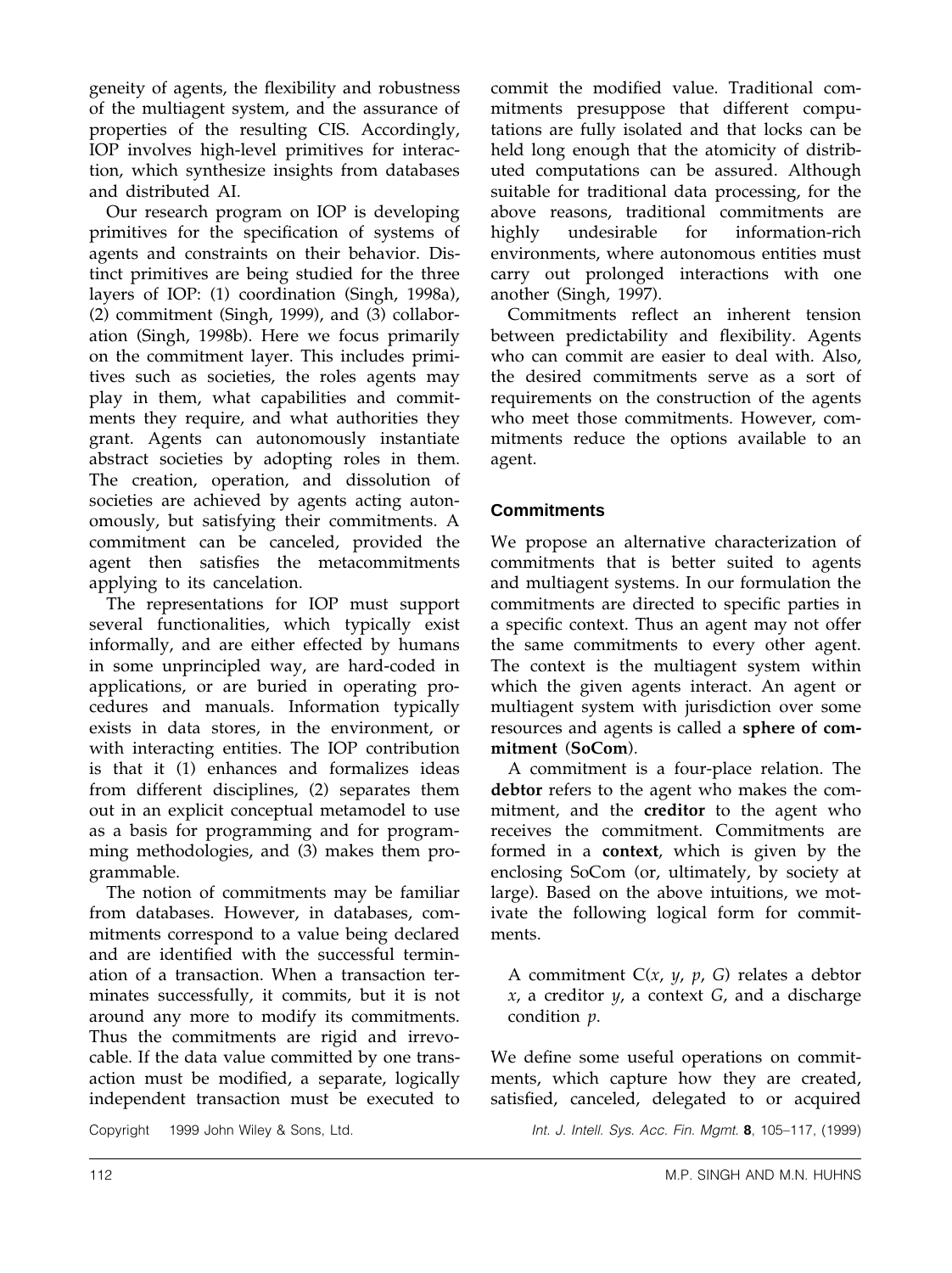geneity of agents, the flexibility and robustness of the multiagent system, and the assurance of properties of the resulting CIS. Accordingly, IOP involves high-level primitives for interaction, which synthesize insights from databases and distributed AI.

Our research program on IOP is developing primitives for the specification of systems of agents and constraints on their behavior. Distinct primitives are being studied for the three layers of IOP: (1) coordination (Singh, 1998a), (2) commitment (Singh, 1999), and (3) collaboration (Singh, 1998b). Here we focus primarily on the commitment layer. This includes primitives such as societies, the roles agents may play in them, what capabilities and commitments they require, and what authorities they grant. Agents can autonomously instantiate abstract societies by adopting roles in them. The creation, operation, and dissolution of societies are achieved by agents acting autonomously, but satisfying their commitments. A commitment can be canceled, provided the agent then satisfies the metacommitments applying to its cancelation.

The representations for IOP must support several functionalities, which typically exist informally, and are either effected by humans in some unprincipled way, are hard-coded in applications, or are buried in operating procedures and manuals. Information typically exists in data stores, in the environment, or with interacting entities. The IOP contribution is that it (1) enhances and formalizes ideas from different disciplines, (2) separates them out in an explicit conceptual metamodel to use as a basis for programming and for programming methodologies, and (3) makes them programmable.

The notion of commitments may be familiar from databases. However, in databases, commitments correspond to a value being declared and are identified with the successful termination of a transaction. When a transaction terminates successfully, it commits, but it is not around any more to modify its commitments. Thus the commitments are rigid and irrevocable. If the data value committed by one transaction must be modified, a separate, logically independent transaction must be executed to commit the modified value. Traditional commitments presuppose that different computations are fully isolated and that locks can be held long enough that the atomicity of distributed computations can be assured. Although suitable for traditional data processing, for the above reasons, traditional commitments are highly undesirable for information-rich environments, where autonomous entities must carry out prolonged interactions with one another (Singh, 1997).

Commitments reflect an inherent tension between predictability and flexibility. Agents who can commit are easier to deal with. Also, the desired commitments serve as a sort of requirements on the construction of the agents who meet those commitments. However, commitments reduce the options available to an agent.

## Commitments

We propose an alternative characterization of commitments that is better suited to agents and multiagent systems. In our formulation the commitments are directed to specific parties in a specific context. Thus an agent may not offer the same commitments to every other agent. The context is the multiagent system within which the given agents interact. An agent or multiagent system with jurisdiction over some resources and agents is called a **sphere of commitment** (**SoCom**).

A commitment is a four-place relation. The **debtor** refers to the agent who makes the commitment, and the **creditor** to the agent who receives the commitment. Commitments are formed in a **context**, which is given by the enclosing SoCom (or, ultimately, by society at large). Based on the above intuitions, we motivate the following logical form for commitments.

> A commitment $C(x, y, p, G)$ relates a debtor $x$, a creditor $y$, a context $G$, and a discharge condition $p$.

We define some useful operations on commitments, which capture how they are created, satisfied, canceled, delegated to or acquired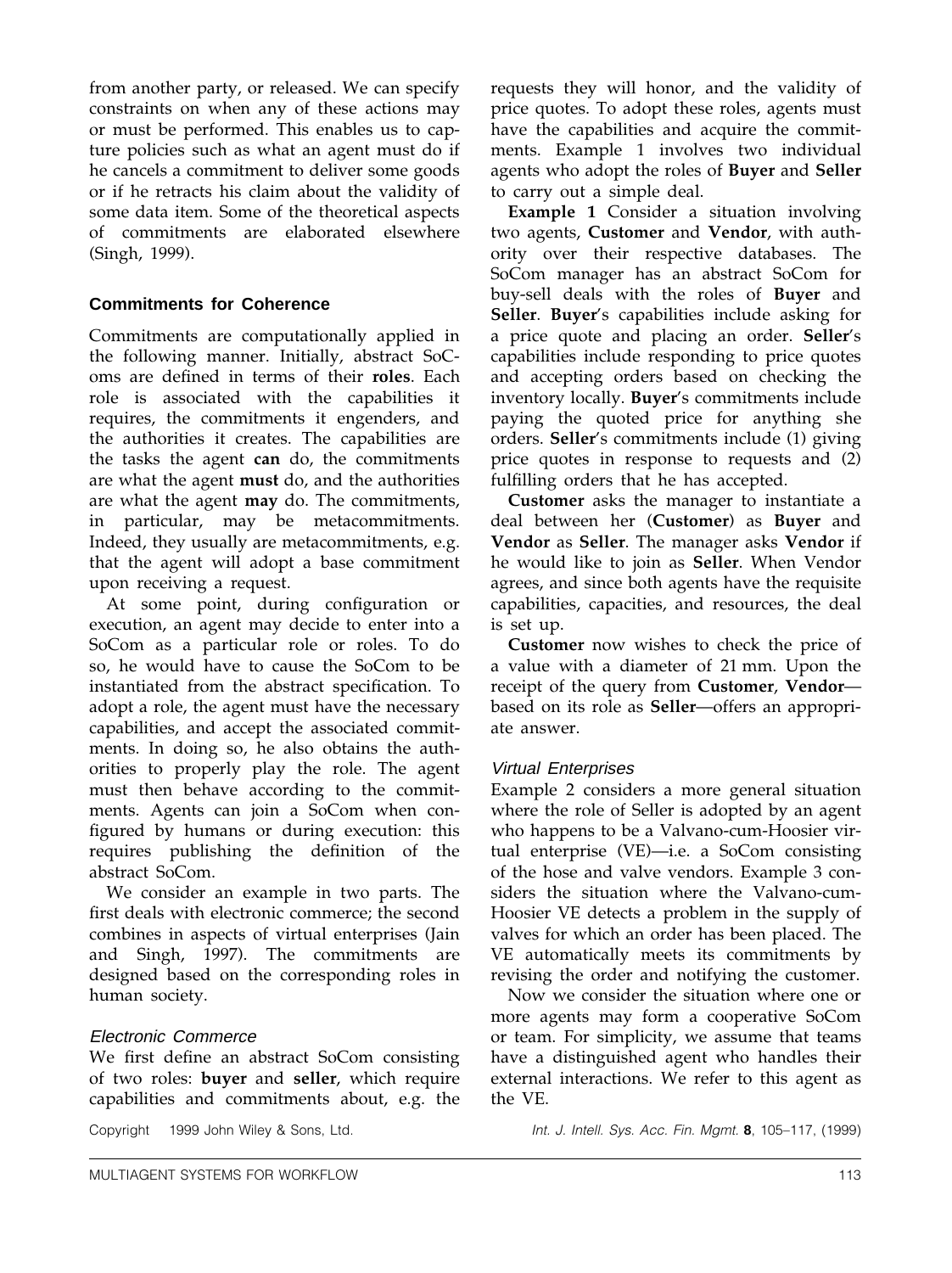from another party, or released. We can specify constraints on when any of these actions may or must be performed. This enables us to capture policies such as what an agent must do if he cancels a commitment to deliver some goods or if he retracts his claim about the validity of some data item. Some of the theoretical aspects of commitments are elaborated elsewhere (Singh, 1999).

### Commitments for Coherence

Commitments are computationally applied in the following manner. Initially, abstract SoComs are defined in terms of their **roles**. Each role is associated with the capabilities it requires, the commitments it engenders, and the authorities it creates. The capabilities are the tasks the agent **can** do, the commitments are what the agent **must** do, and the authorities are what the agent **may** do. The commitments, in particular, may be metacommitments. Indeed, they usually are metacommitments, e.g. that the agent will adopt a base commitment upon receiving a request.

At some point, during configuration or execution, an agent may decide to enter into a SoCom as a particular role or roles. To do so, he would have to cause the SoCom to be instantiated from the abstract specification. To adopt a role, the agent must have the necessary capabilities, and accept the associated commitments. In doing so, he also obtains the authorities to properly play the role. The agent must then behave according to the commitments. Agents can join a SoCom when configured by humans or during execution: this requires publishing the definition of the abstract SoCom.

We consider an example in two parts. The first deals with electronic commerce; the second combines in aspects of virtual enterprises (Jain and Singh, 1997). The commitments are designed based on the corresponding roles in human society.

#### *Electronic Commerce*

We first define an abstract SoCom consisting of two roles: **buyer** and **seller**, which require capabilities and commitments about, e.g. the requests they will honor, and the validity of price quotes. To adopt these roles, agents must have the capabilities and acquire the commitments. Example 1 involves two individual agents who adopt the roles of **Buyer** and **Seller** to carry out a simple deal.

**Example 1** Consider a situation involving two agents, **Customer** and **Vendor**, with authority over their respective databases. The SoCom manager has an abstract SoCom for buy-sell deals with the roles of **Buyer** and **Seller**. **Buyer**'s capabilities include asking for a price quote and placing an order. **Seller**'s capabilities include responding to price quotes and accepting orders based on checking the inventory locally. **Buyer**'s commitments include paying the quoted price for anything she orders. **Seller**'s commitments include (1) giving price quotes in response to requests and (2) fulfilling orders that he has accepted.

**Customer** asks the manager to instantiate a deal between her (**Customer**) as **Buyer** and **Vendor** as **Seller**. The manager asks **Vendor** if he would like to join as **Seller**. When Vendor agrees, and since both agents have the requisite capabilities, capacities, and resources, the deal is set up.

**Customer** now wishes to check the price of a value with a diameter of 21 mm. Upon the receipt of the query from **Customer**, **Vendor**—based on its role as **Seller**—offers an appropriate answer.

#### *Virtual Enterprises*

Example 2 considers a more general situation where the role of Seller is adopted by an agent who happens to be a Valvano-cum-Hoosier virtual enterprise (VE)—i.e. a SoCom consisting of the hose and valve vendors. Example 3 considers the situation where the Valvano-cum-Hoosier VE detects a problem in the supply of valves for which an order has been placed. The VE automatically meets its commitments by revising the order and notifying the customer.

Now we consider the situation where one or more agents may form a cooperative SoCom or team. For simplicity, we assume that teams have a distinguished agent who handles their external interactions. We refer to this agent as the VE.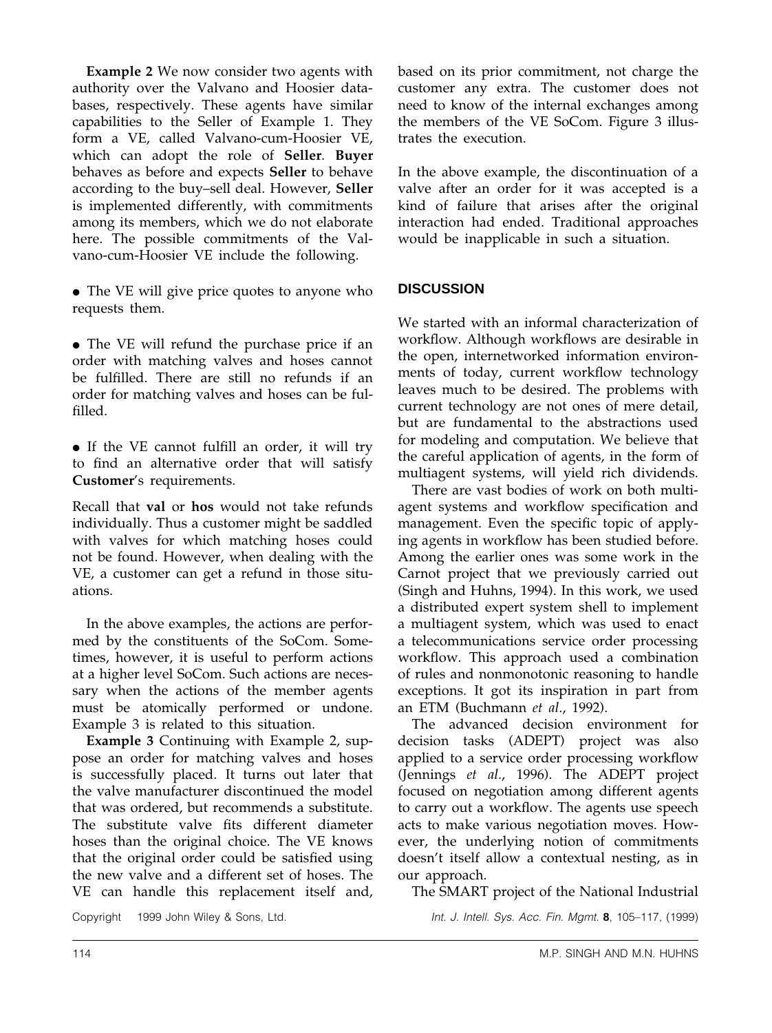**Example 2** We now consider two agents with authority over the Valvano and Hoosier databases, respectively. These agents have similar capabilities to the Seller of Example 1. They form a VE, called Valvano-cum-Hoosier VE, which can adopt the role of **Seller**. **Buyer** behaves as before and expects **Seller** to behave according to the buy–sell deal. However, **Seller** is implemented differently, with commitments among its members, which we do not elaborate here. The possible commitments of the Valvano-cum-Hoosier VE include the following.

- The VE will give price quotes to anyone who requests them.

- The VE will refund the purchase price if an order with matching valves and hoses cannot be fulfilled. There are still no refunds if an order for matching valves and hoses can be fulfilled.

- If the VE cannot fulfill an order, it will try to find an alternative order that will satisfy **Customer**'s requirements.

Recall that **val** or **hos** would not take refunds individually. Thus a customer might be saddled with valves for which matching hoses could not be found. However, when dealing with the VE, a customer can get a refund in those situations.

In the above examples, the actions are performed by the constituents of the SoCom. Sometimes, however, it is useful to perform actions at a higher level SoCom. Such actions are necessary when the actions of the member agents must be atomically performed or undone. Example 3 is related to this situation.

**Example 3** Continuing with Example 2, suppose an order for matching valves and hoses is successfully placed. It turns out later that the valve manufacturer discontinued the model that was ordered, but recommends a substitute. The substitute valve fits different diameter hoses than the original choice. The VE knows that the original order could be satisfied using the new valve and a different set of hoses. The VE can handle this replacement itself and, based on its prior commitment, not charge the customer any extra. The customer does not need to know of the internal exchanges among the members of the VE SoCom. Figure 3 illustrates the execution.

In the above example, the discontinuation of a valve after an order for it was accepted is a kind of failure that arises after the original interaction had ended. Traditional approaches would be inapplicable in such a situation.

## DISCUSSION

We started with an informal characterization of workflow. Although workflows are desirable in the open, internetworked information environments of today, current workflow technology leaves much to be desired. The problems with current technology are not ones of mere detail, but are fundamental to the abstractions used for modeling and computation. We believe that the careful application of agents, in the form of multiagent systems, will yield rich dividends.

There are vast bodies of work on both multiagent systems and workflow specification and management. Even the specific topic of applying agents in workflow has been studied before. Among the earlier ones was some work in the Carnot project that we previously carried out (Singh and Huhns, 1994). In this work, we used a distributed expert system shell to implement a multiagent system, which was used to enact a telecommunications service order processing workflow. This approach used a combination of rules and nonmonotonic reasoning to handle exceptions. It got its inspiration in part from an ETM (Buchmann *et al*., 1992).

The advanced decision environment for decision tasks (ADEPT) project was also applied to a service order processing workflow (Jennings *et al*., 1996). The ADEPT project focused on negotiation among different agents to carry out a workflow. The agents use speech acts to make various negotiation moves. However, the underlying notion of commitments doesn't itself allow a contextual nesting, as in our approach.

The SMART project of the National Industrial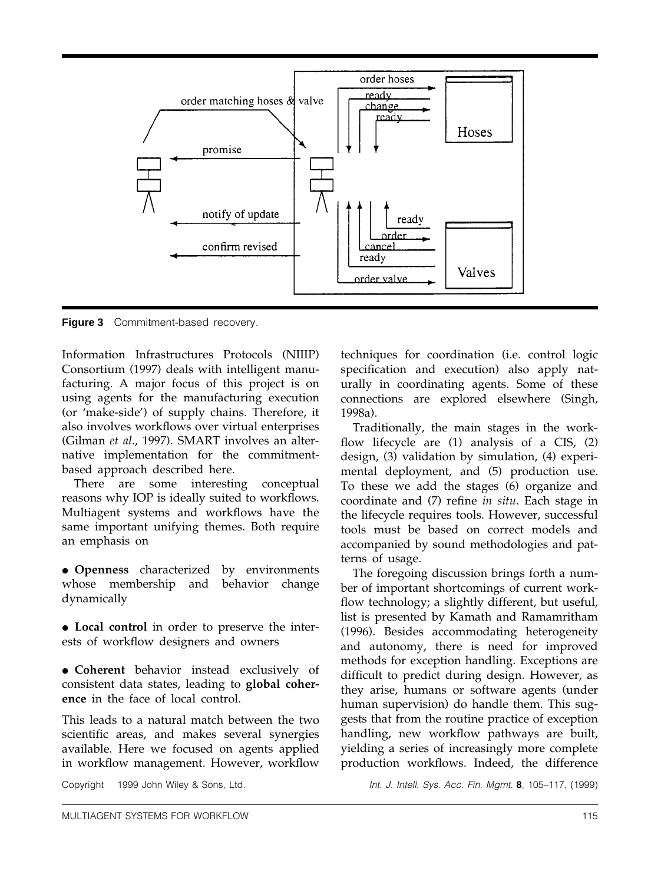**Figure 3** Commitment-based recovery.

Information Infrastructures Protocols (NIIIP) Consortium (1997) deals with intelligent manufacturing. A major focus of this project is on using agents for the manufacturing execution (or 'make-side') of supply chains. Therefore, it also involves workflows over virtual enterprises (Gilman *et al*., 1997). SMART involves an alternative implementation for the commitment-based approach described here.

There are some interesting conceptual reasons why IOP is ideally suited to workflows. Multiagent systems and workflows have the same important unifying themes. Both require an emphasis on

- **Openness** characterized by environments whose membership and behavior change dynamically
- **Local control** in order to preserve the interests of workflow designers and owners
- **Coherent** behavior instead exclusively of consistent data states, leading to **global coherence** in the face of local control.

This leads to a natural match between the two scientific areas, and makes several synergies available. Here we focused on agents applied in workflow management. However, workflow techniques for coordination (i.e. control logic specification and execution) also apply naturally in coordinating agents. Some of these connections are explored elsewhere (Singh, 1998a).

Traditionally, the main stages in the workflow lifecycle are (1) analysis of a CIS, (2) design, (3) validation by simulation, (4) experimental deployment, and (5) production use. To these we add the stages (6) organize and coordinate and (7) refine *in situ*. Each stage in the lifecycle requires tools. However, successful tools must be based on correct models and accompanied by sound methodologies and patterns of usage.

The foregoing discussion brings forth a number of important shortcomings of current workflow technology; a slightly different, but useful, list is presented by Kamath and Ramamritham (1996). Besides accommodating heterogeneity and autonomy, there is need for improved methods for exception handling. Exceptions are difficult to predict during design. However, as they arise, humans or software agents (under human supervision) do handle them. This suggests that from the routine practice of exception handling, new workflow pathways are built, yielding a series of increasingly more complete production workflows. Indeed, the difference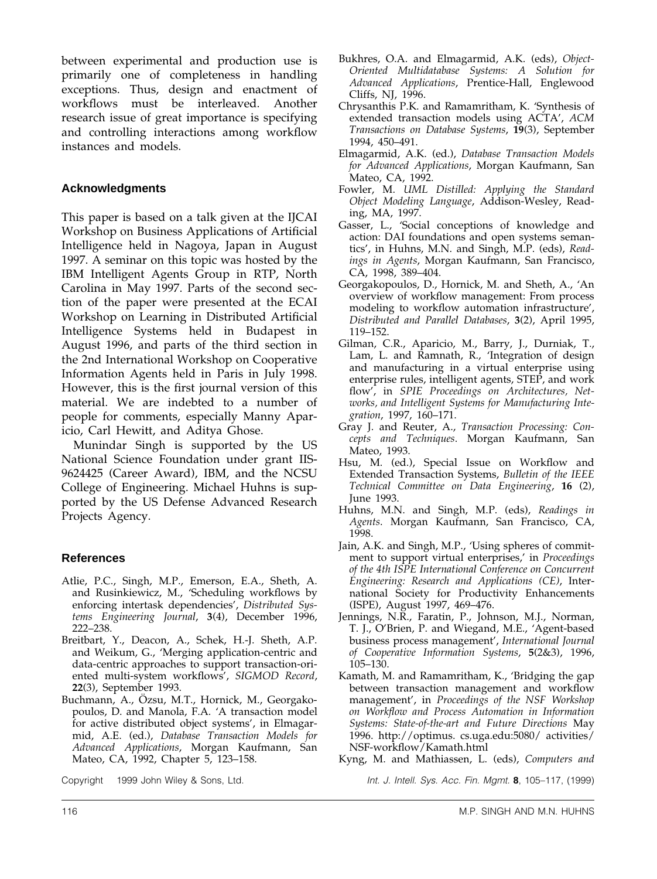between experimental and production use is primarily one of completeness in handling exceptions. Thus, design and enactment of workflows must be interleaved. Another research issue of great importance is specifying and controlling interactions among workflow instances and models.

## Acknowledgments

This paper is based on a talk given at the IJCAI Workshop on Business Applications of Artificial Intelligence held in Nagoya, Japan in August 1997. A seminar on this topic was hosted by the IBM Intelligent Agents Group in RTP, North Carolina in May 1997. Parts of the second section of the paper were presented at the ECAI Workshop on Learning in Distributed Artificial Intelligence Systems held in Budapest in August 1996, and parts of the third section in the 2nd International Workshop on Cooperative Information Agents held in Paris in July 1998. However, this is the first journal version of this material. We are indebted to a number of people for comments, especially Manny Aparicio, Carl Hewitt, and Aditya Ghose.

Munindar Singh is supported by the US National Science Foundation under grant IIS-9624425 (Career Award), IBM, and the NCSU College of Engineering. Michael Huhns is supported by the US Defense Advanced Research Projects Agency.

## References

Atlie, P.C., Singh, M.P., Emerson, E.A., Sheth, A. and Rusinkiewicz, M., 'Scheduling workflows by enforcing intertask dependencies', *Distributed Systems Engineering Journal*, **3**(4), December 1996, 222–238.

Breitbart, Y., Deacon, A., Schek, H.-J. Sheth, A.P. and Weikum, G., 'Merging application-centric and data-centric approaches to support transaction-oriented multi-system workflows', *SIGMOD Record*, **22**(3), September 1993.

Buchmann, A., Özsu, M.T., Hornick, M., Georgakopoulos, D. and Manola, F.A. 'A transaction model for active distributed object systems', in Elmagarmid, A.E. (ed.), *Database Transaction Models for Advanced Applications*, Morgan Kaufmann, San Mateo, CA, 1992, Chapter 5, 123–158.

Bukhres, O.A. and Elmagarmid, A.K. (eds), *Object-Oriented Multidatabase Systems: A Solution for Advanced Applications*, Prentice-Hall, Englewood Cliffs, NJ, 1996.

Chrysanthis P.K. and Ramamritham, K. 'Synthesis of extended transaction models using ACTA', *ACM Transactions on Database Systems*, **19**(3), September 1994, 450–491.

Elmagarmid, A.K. (ed.), *Database Transaction Models for Advanced Applications*, Morgan Kaufmann, San Mateo, CA, 1992.

Fowler, M. *UML Distilled: Applying the Standard Object Modeling Language*, Addison-Wesley, Reading, MA, 1997.

Gasser, L., 'Social conceptions of knowledge and action: DAI foundations and open systems semantics', in Huhns, M.N. and Singh, M.P. (eds), *Readings in Agents*, Morgan Kaufmann, San Francisco, CA, 1998, 389–404.

Georgakopoulos, D., Hornick, M. and Sheth, A., 'An overview of workflow management: From process modeling to workflow automation infrastructure', *Distributed and Parallel Databases*, **3**(2), April 1995, 119–152.

Gilman, C.R., Aparicio, M., Barry, J., Durniak, T., Lam, L. and Ramnath, R., 'Integration of design and manufacturing in a virtual enterprise using enterprise rules, intelligent agents, STEP, and work flow', in *SPIE Proceedings on Architectures, Networks, and Intelligent Systems for Manufacturing Integration*, 1997, 160–171.

Gray J. and Reuter, A., *Transaction Processing: Concepts and Techniques*. Morgan Kaufmann, San Mateo, 1993.

Hsu, M. (ed.), Special Issue on Workflow and Extended Transaction Systems, *Bulletin of the IEEE Technical Committee on Data Engineering*, **16** (2), June 1993.

Huhns, M.N. and Singh, M.P. (eds), *Readings in Agents*. Morgan Kaufmann, San Francisco, CA, 1998.

Jain, A.K. and Singh, M.P., 'Using spheres of commitment to support virtual enterprises,' in *Proceedings of the 4th ISPE International Conference on Concurrent Engineering: Research and Applications (CE)*, International Society for Productivity Enhancements (ISPE), August 1997, 469–476.

Jennings, N.R., Faratin, P., Johnson, M.J., Norman, T. J., O'Brien, P. and Wiegand, M.E., 'Agent-based business process management', *International Journal of Cooperative Information Systems*, **5**(2&3), 1996, 105–130.

Kamath, M. and Ramamritham, K., 'Bridging the gap between transaction management and workflow management', in *Proceedings of the NSF Workshop on Workflow and Process Automation in Information Systems: State-of-the-art and Future Directions* May 1996. http://optimus. cs.uga.edu:5080/ activities/ NSF-workflow/Kamath.html

Kyng, M. and Mathiassen, L. (eds), *Computers and*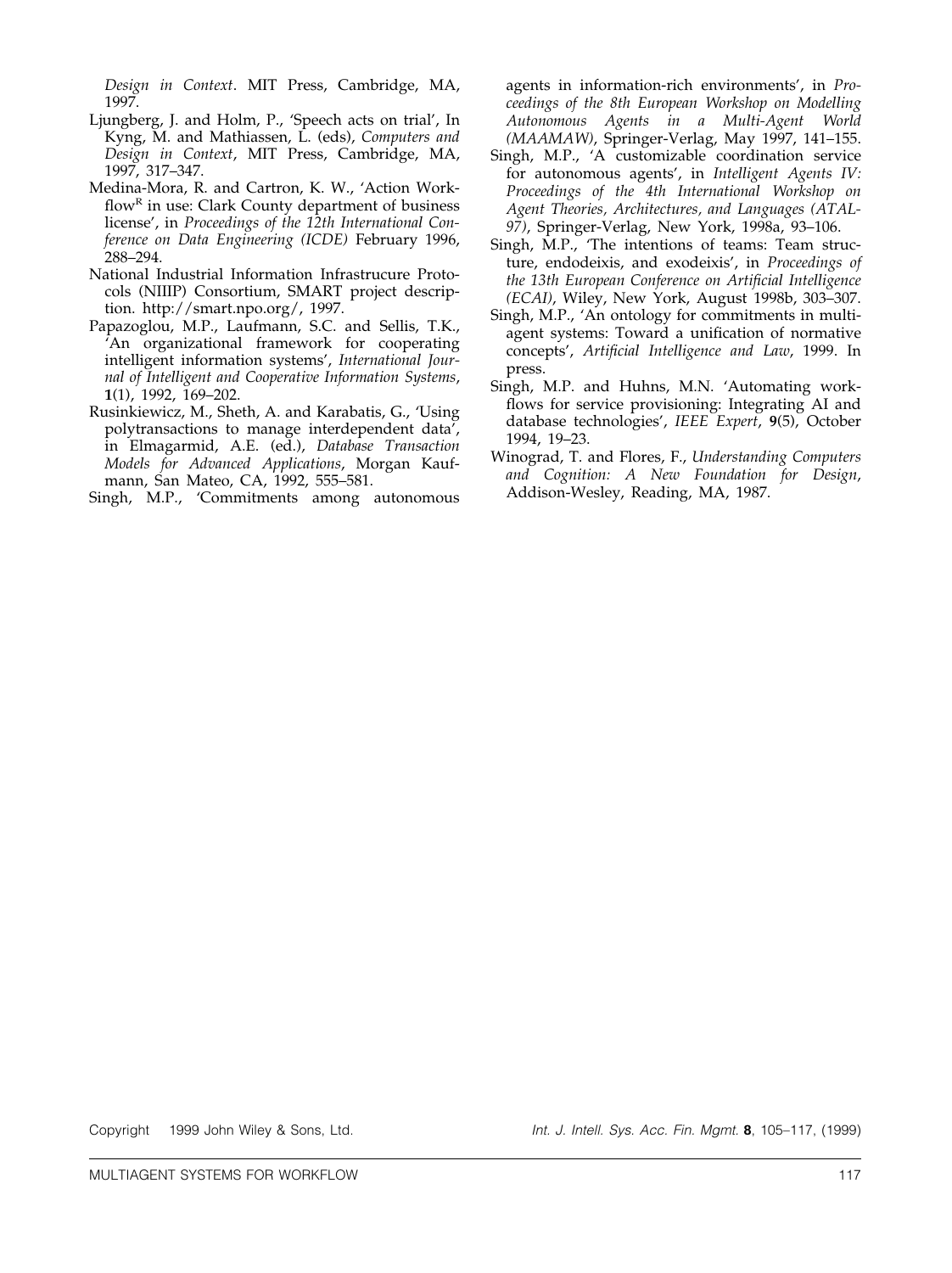*Design in Context*. MIT Press, Cambridge, MA, 1997.

Ljungberg, J. and Holm, P., 'Speech acts on trial', In Kyng, M. and Mathiassen, L. (eds), *Computers and Design in Context*, MIT Press, Cambridge, MA, 1997, 317–347.

Medina-Mora, R. and Cartron, K. W., 'Action Workflow[R] in use: Clark County department of business license', in *Proceedings of the 12th International Conference on Data Engineering (ICDE)* February 1996, 288–294.

National Industrial Information Infrastrucure Protocols (NIIIP) Consortium, SMART project description. http://smart.npo.org/, 1997.

Papazoglou, M.P., Laufmann, S.C. and Sellis, T.K., 'An organizational framework for cooperating intelligent information systems', *International Journal of Intelligent and Cooperative Information Systems*, **1**(1), 1992, 169–202.

Rusinkiewicz, M., Sheth, A. and Karabatis, G., 'Using polytransactions to manage interdependent data', in Elmagarmid, A.E. (ed.), *Database Transaction Models for Advanced Applications*, Morgan Kaufmann, San Mateo, CA, 1992, 555–581.

Singh, M.P., 'Commitments among autonomous agents in information-rich environments', in *Proceedings of the 8th European Workshop on Modelling Autonomous Agents in a Multi-Agent World (MAAMAW)*, Springer-Verlag, May 1997, 141–155.

Singh, M.P., 'A customizable coordination service for autonomous agents', in *Intelligent Agents IV: Proceedings of the 4th International Workshop on Agent Theories, Architectures, and Languages (ATAL-97)*, Springer-Verlag, New York, 1998a, 93–106.

Singh, M.P., 'The intentions of teams: Team structure, endodeixis, and exodeixis', in *Proceedings of the 13th European Conference on Artificial Intelligence (ECAI)*, Wiley, New York, August 1998b, 303–307.

Singh, M.P., 'An ontology for commitments in multiagent systems: Toward a unification of normative concepts', *Artificial Intelligence and Law*, 1999. In press.

Singh, M.P. and Huhns, M.N. 'Automating workflows for service provisioning: Integrating AI and database technologies', *IEEE Expert*, **9**(5), October 1994, 19–23.

Winograd, T. and Flores, F., *Understanding Computers and Cognition: A New Foundation for Design*, Addison-Wesley, Reading, MA, 1987.